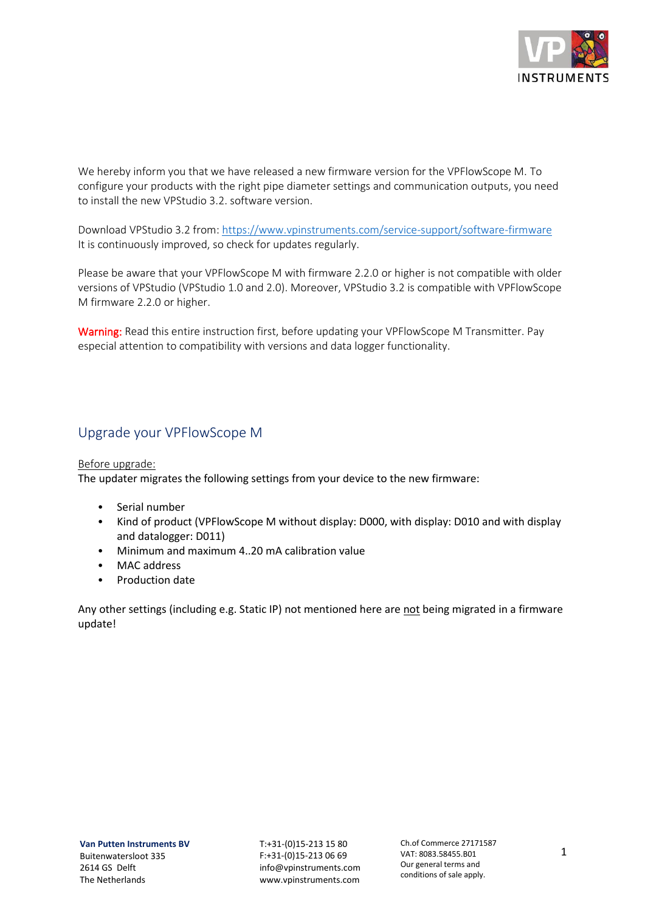We hereby inform you that we have released a new firmware version for the VPFlowScope M. To configure your products with the right pipe diameter settings and communication outputs, you need to install the new VPStudio 3.2. software version.

Download VPStudio 3.2 from: https://www.vpinstruments.com/service-support/software-firmware
It is continuously improved, so check for updates regularly.

Please be aware that your VPFlowScope M with firmware 2.2.0 or higher is not compatible with older versions of VPStudio (VPStudio 1.0 and 2.0). Moreover, VPStudio 3.2 is compatible with VPFlowScope M firmware 2.2.0 or higher.

**Warning:** Read this entire instruction first, before updating your VPFlowScope M Transmitter. Pay especial attention to compatibility with versions and data logger functionality.

## Upgrade your VPFlowScope M

Before upgrade:

The updater migrates the following settings from your device to the new firmware:

- Serial number
- Kind of product (VPFlowScope M without display: D000, with display: D010 and with display and datalogger: D011)
- Minimum and maximum 4..20 mA calibration value
- MAC address
- Production date

Any other settings (including e.g. Static IP) not mentioned here are not being migrated in a firmware update!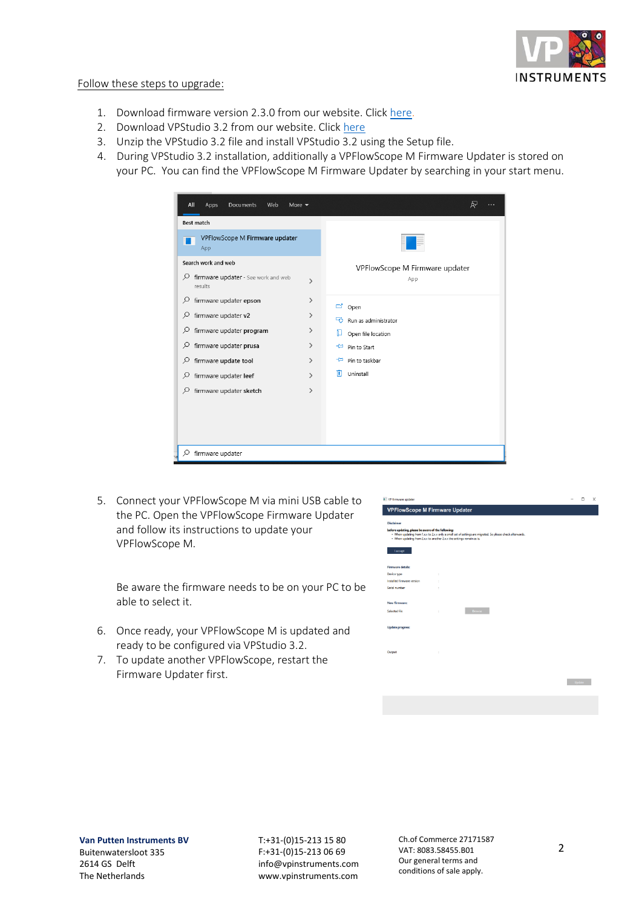Follow these steps to upgrade:

1. Download firmware version 2.3.0 from our website. Click here.
2. Download VPStudio 3.2 from our website. Click here
3. Unzip the VPStudio 3.2 file and install VPStudio 3.2 using the Setup file.
4. During VPStudio 3.2 installation, additionally a VPFlowScope M Firmware Updater is stored on your PC. You can find the VPFlowScope M Firmware Updater by searching in your start menu.

5. Connect your VPFlowScope M via mini USB cable to the PC. Open the VPFlowScope Firmware Updater and follow its instructions to update your VPFlowScope M.

   Be aware the firmware needs to be on your PC to be able to select it.

6. Once ready, your VPFlowScope M is updated and ready to be configured via VPStudio 3.2.
7. To update another VPFlowScope, restart the Firmware Updater first.

**Van Putten Instruments BV**
Buitenwatersloot 335
2614 GS Delft
The Netherlands

T:+31-(0)15-213 15 80
F:+31-(0)15-213 06 69
info@vpinstruments.com
www.vpinstruments.com

Ch.of Commerce 27171587
VAT: 8083.58455.B01
Our general terms and conditions of sale apply.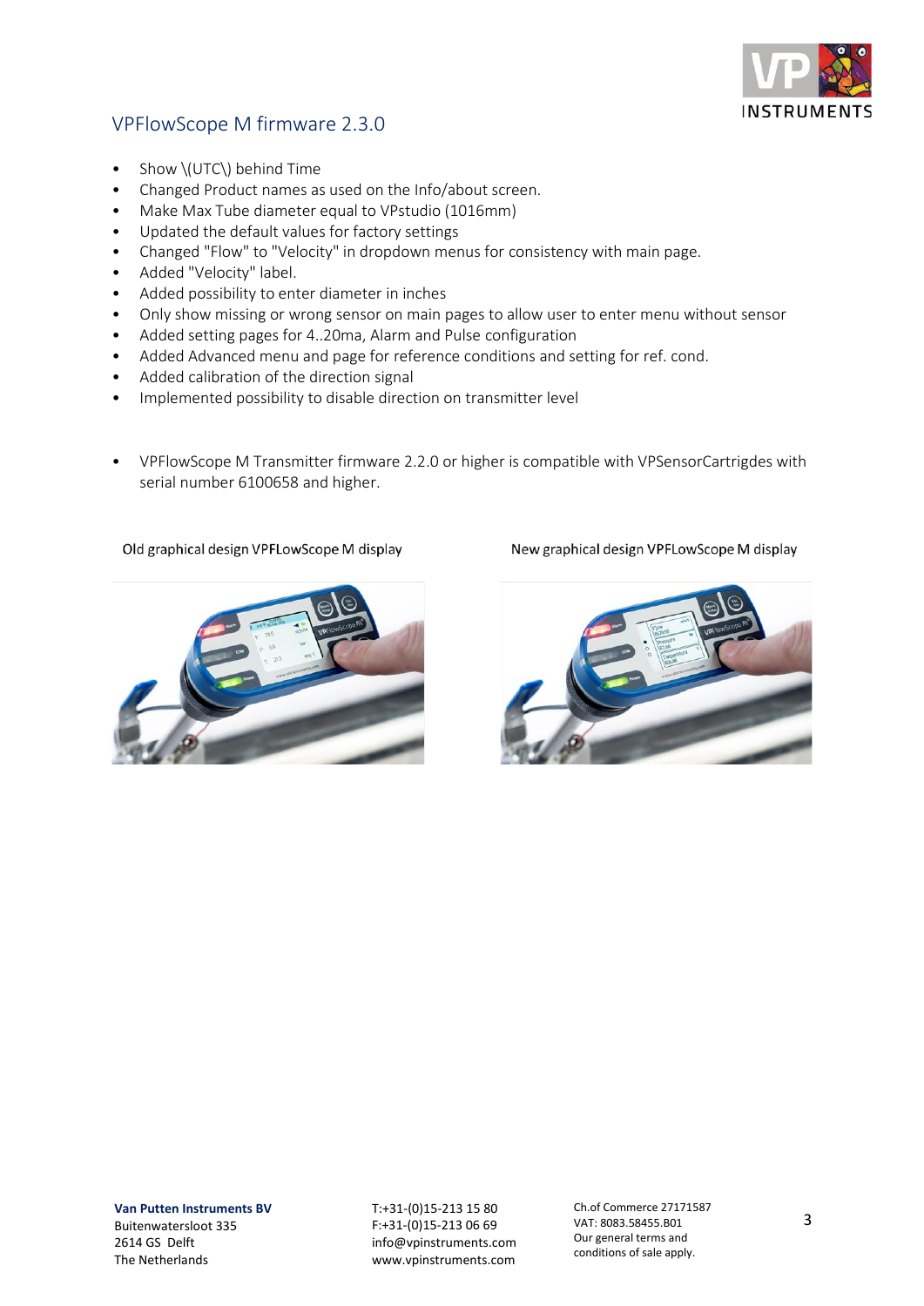## VPFlowScope M firmware 2.3.0

- Show \(UTC\) behind Time
- Changed Product names as used on the Info/about screen.
- Make Max Tube diameter equal to VPstudio (1016mm)
- Updated the default values for factory settings
- Changed "Flow" to "Velocity" in dropdown menus for consistency with main page.
- Added "Velocity" label.
- Added possibility to enter diameter in inches
- Only show missing or wrong sensor on main pages to allow user to enter menu without sensor
- Added setting pages for 4..20ma, Alarm and Pulse configuration
- Added Advanced menu and page for reference conditions and setting for ref. cond.
- Added calibration of the direction signal
- Implemented possibility to disable direction on transmitter level

- VPFlowScope M Transmitter firmware 2.2.0 or higher is compatible with VPSensorCartrigdes with serial number 6100658 and higher.

Old graphical design VPFLowScope M display

New graphical design VPFLowScope M display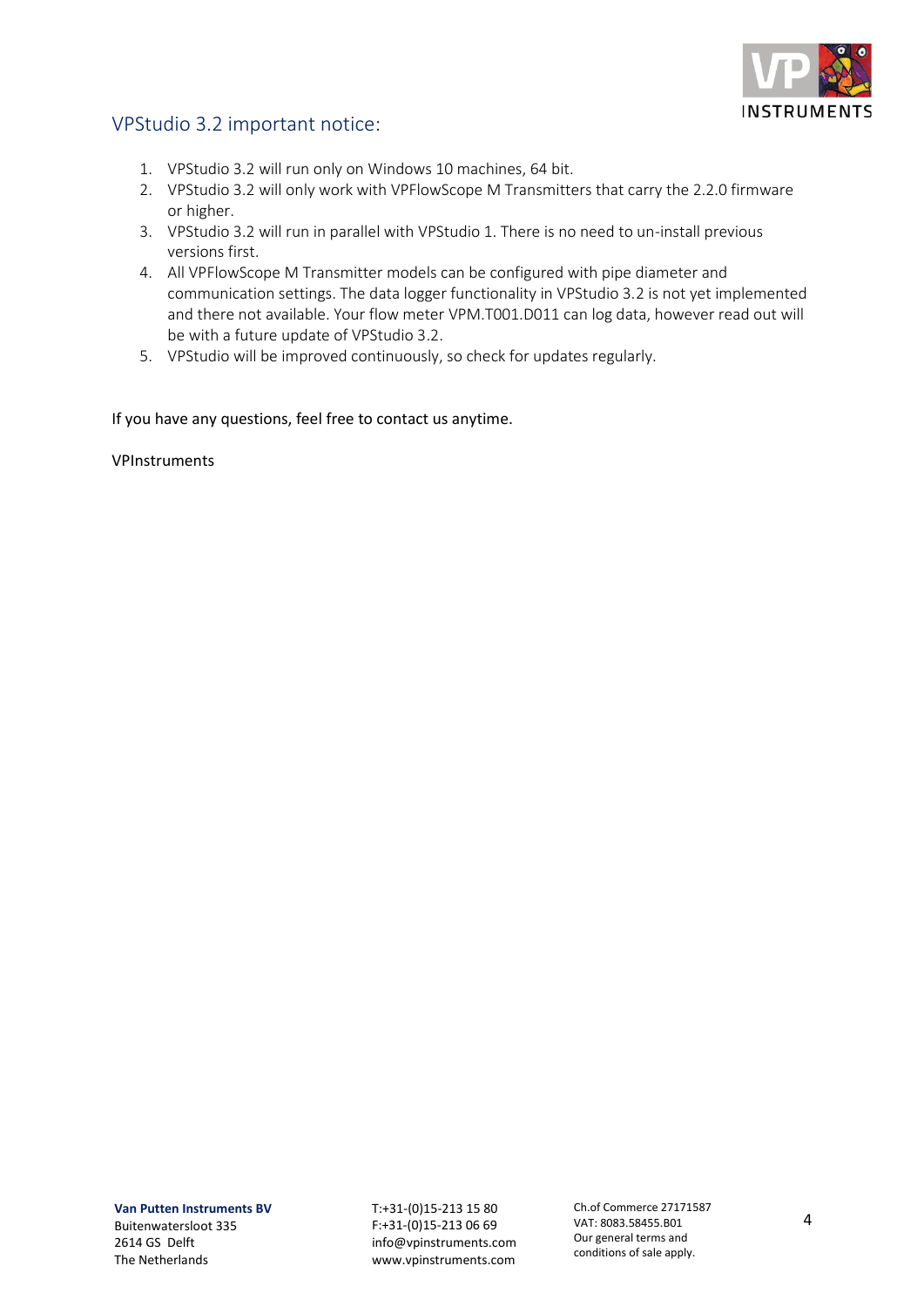## VPStudio 3.2 important notice:

1. VPStudio 3.2 will run only on Windows 10 machines, 64 bit.
2. VPStudio 3.2 will only work with VPFlowScope M Transmitters that carry the 2.2.0 firmware or higher.
3. VPStudio 3.2 will run in parallel with VPStudio 1. There is no need to un-install previous versions first.
4. All VPFlowScope M Transmitter models can be configured with pipe diameter and communication settings. The data logger functionality in VPStudio 3.2 is not yet implemented and there not available. Your flow meter VPM.T001.D011 can log data, however read out will be with a future update of VPStudio 3.2.
5. VPStudio will be improved continuously, so check for updates regularly.

If you have any questions, feel free to contact us anytime.

VPInstruments

**Van Putten Instruments BV**
Buitenwatersloot 335
2614 GS Delft
The Netherlands

T:+31-(0)15-213 15 80
F:+31-(0)15-213 06 69
info@vpinstruments.com
www.vpinstruments.com

Ch.of Commerce 27171587
VAT: 8083.58455.B01
Our general terms and conditions of sale apply.